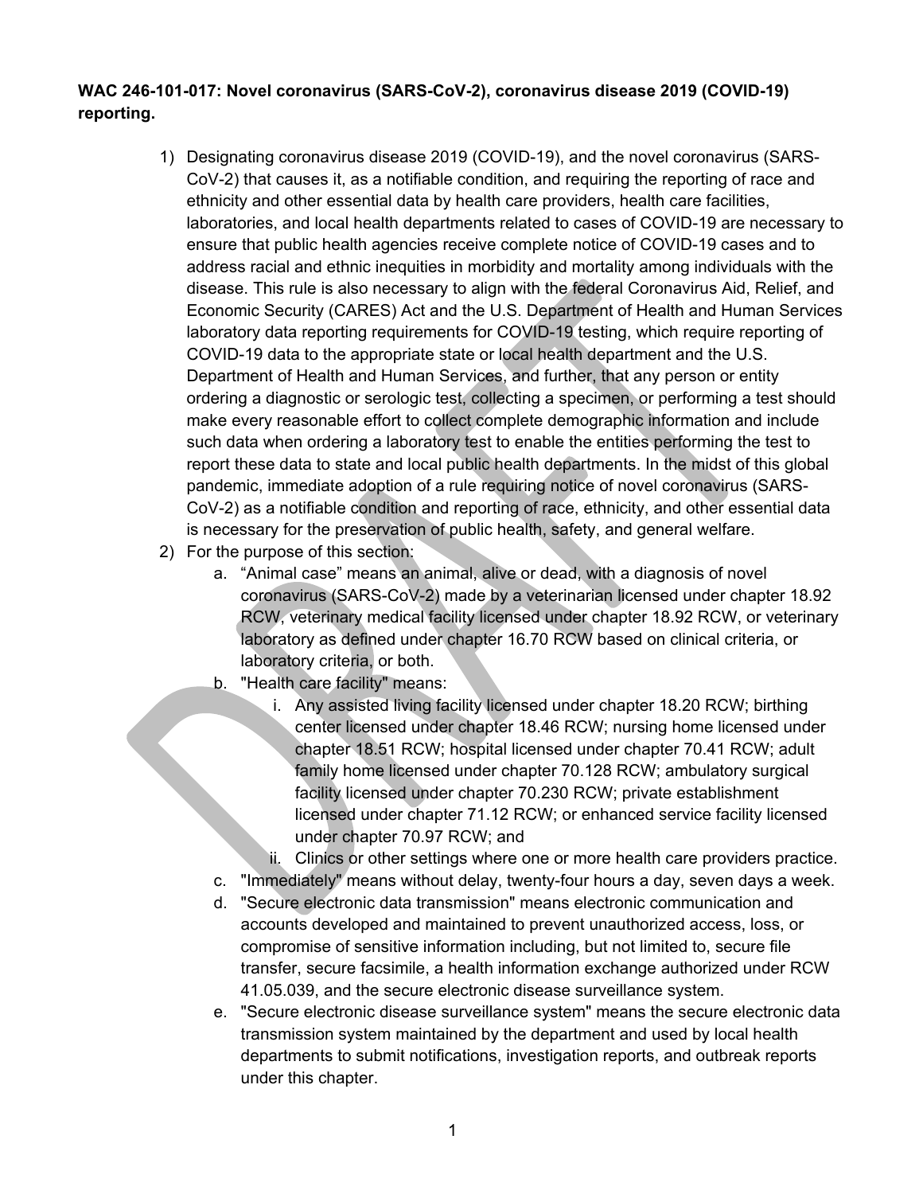**WAC 246-101-017: Novel coronavirus (SARS-CoV-2), coronavirus disease 2019 (COVID-19) reporting.**

1) Designating coronavirus disease 2019 (COVID-19), and the novel coronavirus (SARS-CoV-2) that causes it, as a notifiable condition, and requiring the reporting of race and ethnicity and other essential data by health care providers, health care facilities, laboratories, and local health departments related to cases of COVID-19 are necessary to ensure that public health agencies receive complete notice of COVID-19 cases and to address racial and ethnic inequities in morbidity and mortality among individuals with the disease. This rule is also necessary to align with the federal Coronavirus Aid, Relief, and Economic Security (CARES) Act and the U.S. Department of Health and Human Services laboratory data reporting requirements for COVID-19 testing, which require reporting of COVID-19 data to the appropriate state or local health department and the U.S. Department of Health and Human Services, and further, that any person or entity ordering a diagnostic or serologic test, collecting a specimen, or performing a test should make every reasonable effort to collect complete demographic information and include such data when ordering a laboratory test to enable the entities performing the test to report these data to state and local public health departments. In the midst of this global pandemic, immediate adoption of a rule requiring notice of novel coronavirus (SARS-CoV-2) as a notifiable condition and reporting of race, ethnicity, and other essential data is necessary for the preservation of public health, safety, and general welfare.
2) For the purpose of this section:
    a. "Animal case" means an animal, alive or dead, with a diagnosis of novel coronavirus (SARS-CoV-2) made by a veterinarian licensed under chapter 18.92 RCW, veterinary medical facility licensed under chapter 18.92 RCW, or veterinary laboratory as defined under chapter 16.70 RCW based on clinical criteria, or laboratory criteria, or both.
    b. "Health care facility" means:
        i. Any assisted living facility licensed under chapter 18.20 RCW; birthing center licensed under chapter 18.46 RCW; nursing home licensed under chapter 18.51 RCW; hospital licensed under chapter 70.41 RCW; adult family home licensed under chapter 70.128 RCW; ambulatory surgical facility licensed under chapter 70.230 RCW; private establishment licensed under chapter 71.12 RCW; or enhanced service facility licensed under chapter 70.97 RCW; and
        ii. Clinics or other settings where one or more health care providers practice.
    c. "Immediately" means without delay, twenty-four hours a day, seven days a week.
    d. "Secure electronic data transmission" means electronic communication and accounts developed and maintained to prevent unauthorized access, loss, or compromise of sensitive information including, but not limited to, secure file transfer, secure facsimile, a health information exchange authorized under RCW 41.05.039, and the secure electronic disease surveillance system.
    e. "Secure electronic disease surveillance system" means the secure electronic data transmission system maintained by the department and used by local health departments to submit notifications, investigation reports, and outbreak reports under this chapter.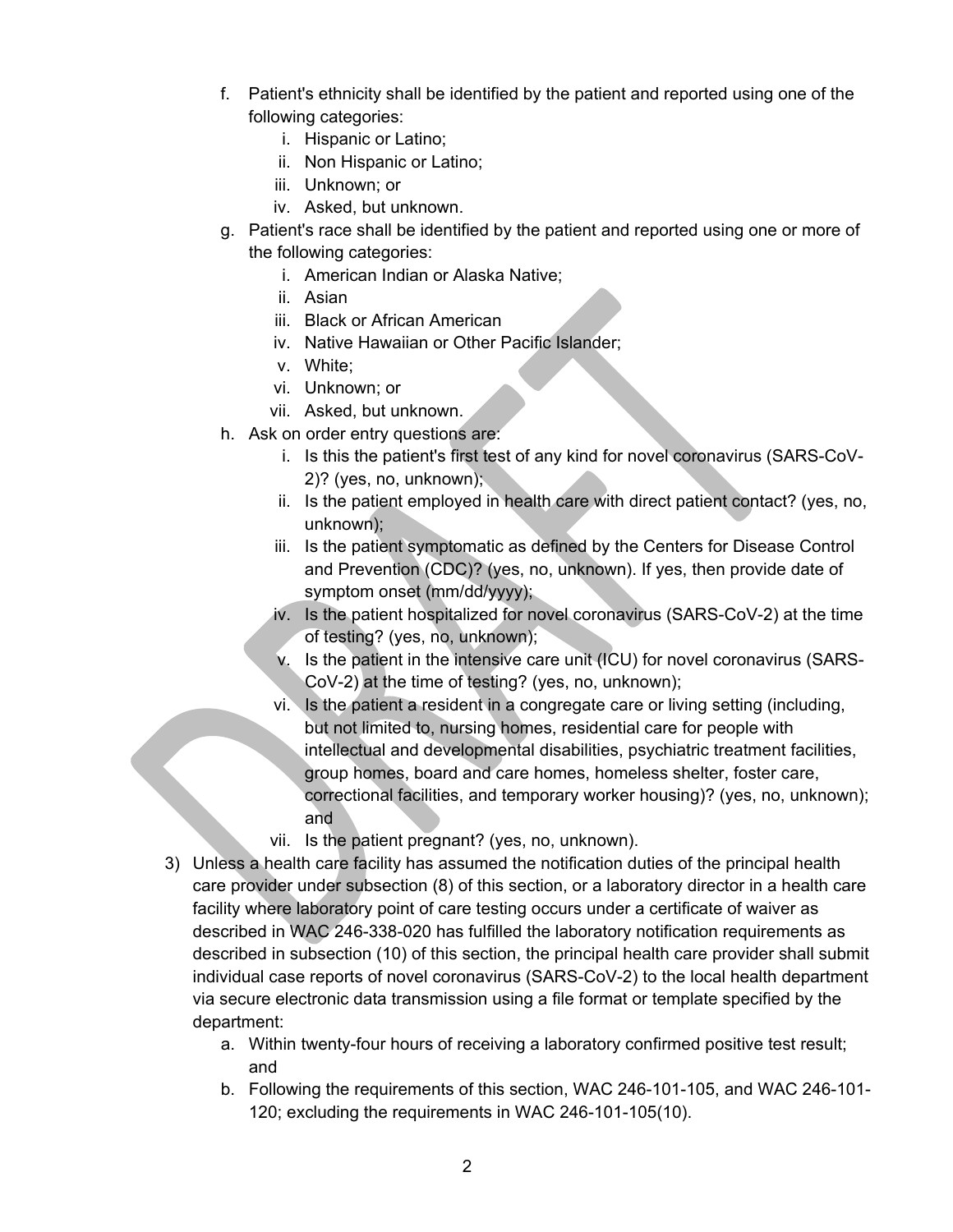f. Patient's ethnicity shall be identified by the patient and reported using one of the following categories:
    i. Hispanic or Latino;
    ii. Non Hispanic or Latino;
    iii. Unknown; or
    iv. Asked, but unknown.
g. Patient's race shall be identified by the patient and reported using one or more of the following categories:
    i. American Indian or Alaska Native;
    ii. Asian
    iii. Black or African American
    iv. Native Hawaiian or Other Pacific Islander;
    v. White;
    vi. Unknown; or
    vii. Asked, but unknown.
h. Ask on order entry questions are:
    i. Is this the patient's first test of any kind for novel coronavirus (SARS-CoV-2)? (yes, no, unknown);
    ii. Is the patient employed in health care with direct patient contact? (yes, no, unknown);
    iii. Is the patient symptomatic as defined by the Centers for Disease Control and Prevention (CDC)? (yes, no, unknown). If yes, then provide date of symptom onset (mm/dd/yyyy);
    iv. Is the patient hospitalized for novel coronavirus (SARS-CoV-2) at the time of testing? (yes, no, unknown);
    v. Is the patient in the intensive care unit (ICU) for novel coronavirus (SARS-CoV-2) at the time of testing? (yes, no, unknown);
    vi. Is the patient a resident in a congregate care or living setting (including, but not limited to, nursing homes, residential care for people with intellectual and developmental disabilities, psychiatric treatment facilities, group homes, board and care homes, homeless shelter, foster care, correctional facilities, and temporary worker housing)? (yes, no, unknown); and
    vii. Is the patient pregnant? (yes, no, unknown).

3) Unless a health care facility has assumed the notification duties of the principal health care provider under subsection (8) of this section, or a laboratory director in a health care facility where laboratory point of care testing occurs under a certificate of waiver as described in WAC 246-338-020 has fulfilled the laboratory notification requirements as described in subsection (10) of this section, the principal health care provider shall submit individual case reports of novel coronavirus (SARS-CoV-2) to the local health department via secure electronic data transmission using a file format or template specified by the department:
    a. Within twenty-four hours of receiving a laboratory confirmed positive test result; and
    b. Following the requirements of this section, WAC 246-101-105, and WAC 246-101-120; excluding the requirements in WAC 246-101-105(10).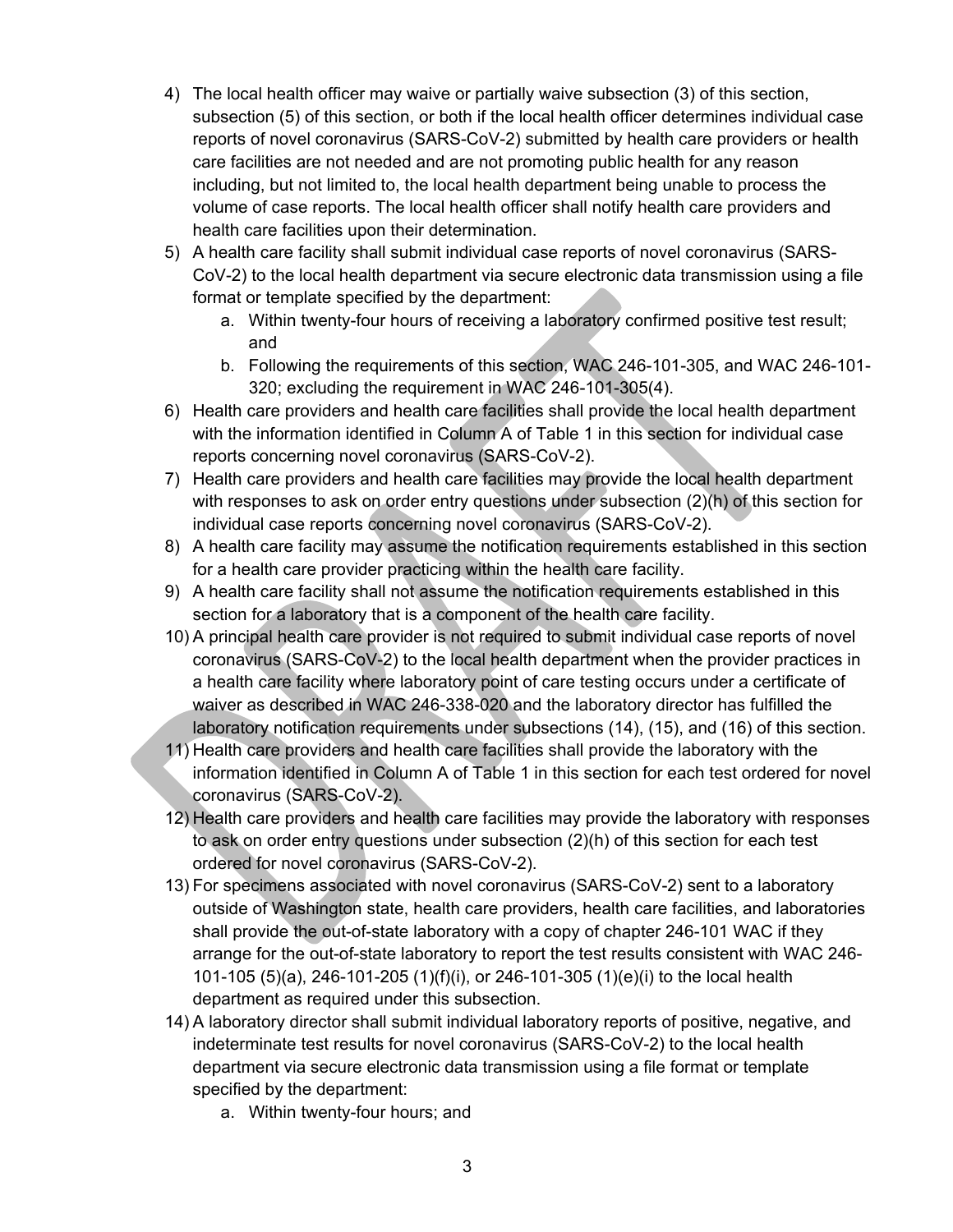4) The local health officer may waive or partially waive subsection (3) of this section, subsection (5) of this section, or both if the local health officer determines individual case reports of novel coronavirus (SARS-CoV-2) submitted by health care providers or health care facilities are not needed and are not promoting public health for any reason including, but not limited to, the local health department being unable to process the volume of case reports. The local health officer shall notify health care providers and health care facilities upon their determination.
5) A health care facility shall submit individual case reports of novel coronavirus (SARS-CoV-2) to the local health department via secure electronic data transmission using a file format or template specified by the department:
    a. Within twenty-four hours of receiving a laboratory confirmed positive test result; and
    b. Following the requirements of this section, WAC 246-101-305, and WAC 246-101-320; excluding the requirement in WAC 246-101-305(4).
6) Health care providers and health care facilities shall provide the local health department with the information identified in Column A of Table 1 in this section for individual case reports concerning novel coronavirus (SARS-CoV-2).
7) Health care providers and health care facilities may provide the local health department with responses to ask on order entry questions under subsection (2)(h) of this section for individual case reports concerning novel coronavirus (SARS-CoV-2).
8) A health care facility may assume the notification requirements established in this section for a health care provider practicing within the health care facility.
9) A health care facility shall not assume the notification requirements established in this section for a laboratory that is a component of the health care facility.
10) A principal health care provider is not required to submit individual case reports of novel coronavirus (SARS-CoV-2) to the local health department when the provider practices in a health care facility where laboratory point of care testing occurs under a certificate of waiver as described in WAC 246-338-020 and the laboratory director has fulfilled the laboratory notification requirements under subsections (14), (15), and (16) of this section.
11) Health care providers and health care facilities shall provide the laboratory with the information identified in Column A of Table 1 in this section for each test ordered for novel coronavirus (SARS-CoV-2).
12) Health care providers and health care facilities may provide the laboratory with responses to ask on order entry questions under subsection (2)(h) of this section for each test ordered for novel coronavirus (SARS-CoV-2).
13) For specimens associated with novel coronavirus (SARS-CoV-2) sent to a laboratory outside of Washington state, health care providers, health care facilities, and laboratories shall provide the out-of-state laboratory with a copy of chapter 246-101 WAC if they arrange for the out-of-state laboratory to report the test results consistent with WAC 246-101-105 (5)(a), 246-101-205 (1)(f)(i), or 246-101-305 (1)(e)(i) to the local health department as required under this subsection.
14) A laboratory director shall submit individual laboratory reports of positive, negative, and indeterminate test results for novel coronavirus (SARS-CoV-2) to the local health department via secure electronic data transmission using a file format or template specified by the department:
    a. Within twenty-four hours; and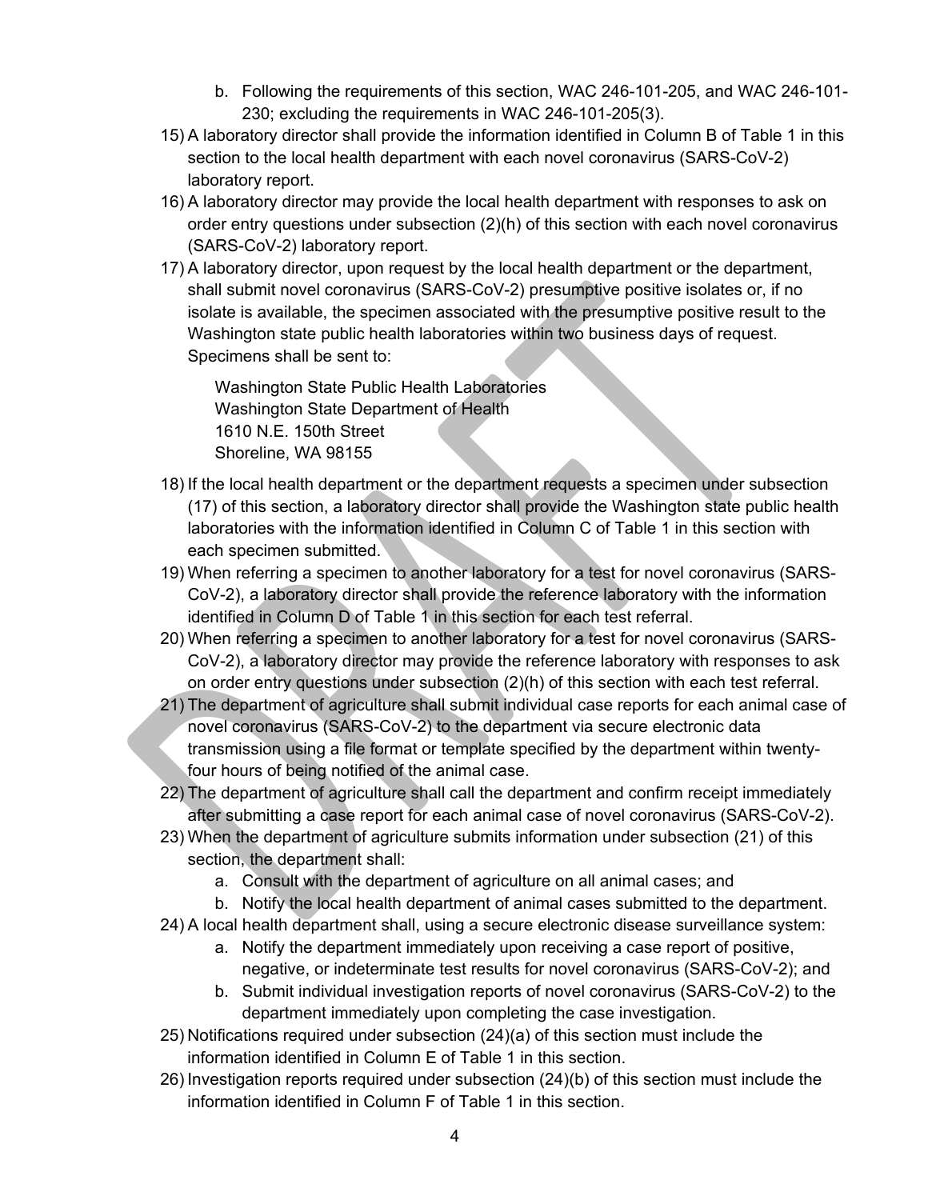b. Following the requirements of this section, WAC 246-101-205, and WAC 246-101-230; excluding the requirements in WAC 246-101-205(3).

15) A laboratory director shall provide the information identified in Column B of Table 1 in this section to the local health department with each novel coronavirus (SARS-CoV-2) laboratory report.
16) A laboratory director may provide the local health department with responses to ask on order entry questions under subsection (2)(h) of this section with each novel coronavirus (SARS-CoV-2) laboratory report.
17) A laboratory director, upon request by the local health department or the department, shall submit novel coronavirus (SARS-CoV-2) presumptive positive isolates or, if no isolate is available, the specimen associated with the presumptive positive result to the Washington state public health laboratories within two business days of request. Specimens shall be sent to:

    Washington State Public Health Laboratories
    Washington State Department of Health
    1610 N.E. 150th Street
    Shoreline, WA 98155

18) If the local health department or the department requests a specimen under subsection (17) of this section, a laboratory director shall provide the Washington state public health laboratories with the information identified in Column C of Table 1 in this section with each specimen submitted.
19) When referring a specimen to another laboratory for a test for novel coronavirus (SARS-CoV-2), a laboratory director shall provide the reference laboratory with the information identified in Column D of Table 1 in this section for each test referral.
20) When referring a specimen to another laboratory for a test for novel coronavirus (SARS-CoV-2), a laboratory director may provide the reference laboratory with responses to ask on order entry questions under subsection (2)(h) of this section with each test referral.
21) The department of agriculture shall submit individual case reports for each animal case of novel coronavirus (SARS-CoV-2) to the department via secure electronic data transmission using a file format or template specified by the department within twenty-four hours of being notified of the animal case.
22) The department of agriculture shall call the department and confirm receipt immediately after submitting a case report for each animal case of novel coronavirus (SARS-CoV-2).
23) When the department of agriculture submits information under subsection (21) of this section, the department shall:
    a. Consult with the department of agriculture on all animal cases; and
    b. Notify the local health department of animal cases submitted to the department.
24) A local health department shall, using a secure electronic disease surveillance system:
    a. Notify the department immediately upon receiving a case report of positive, negative, or indeterminate test results for novel coronavirus (SARS-CoV-2); and
    b. Submit individual investigation reports of novel coronavirus (SARS-CoV-2) to the department immediately upon completing the case investigation.
25) Notifications required under subsection (24)(a) of this section must include the information identified in Column E of Table 1 in this section.
26) Investigation reports required under subsection (24)(b) of this section must include the information identified in Column F of Table 1 in this section.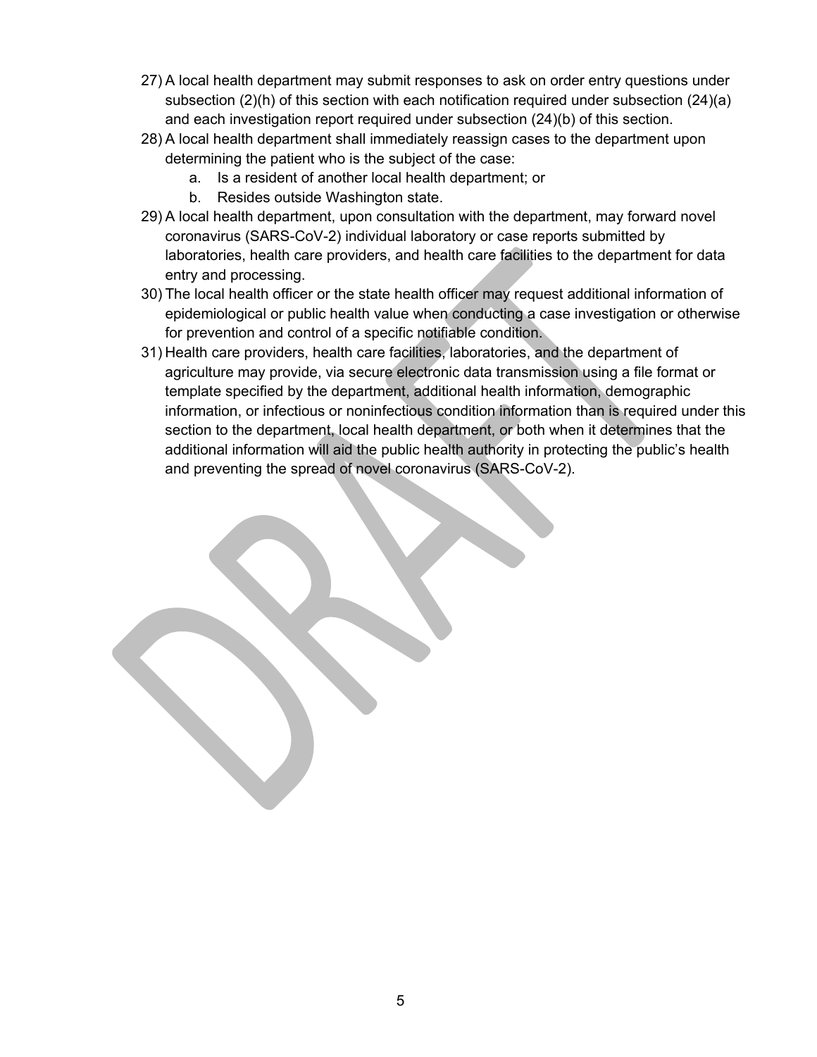27) A local health department may submit responses to ask on order entry questions under subsection (2)(h) of this section with each notification required under subsection (24)(a) and each investigation report required under subsection (24)(b) of this section.

28) A local health department shall immediately reassign cases to the department upon determining the patient who is the subject of the case:

    a. Is a resident of another local health department; or
    b. Resides outside Washington state.

29) A local health department, upon consultation with the department, may forward novel coronavirus (SARS-CoV-2) individual laboratory or case reports submitted by laboratories, health care providers, and health care facilities to the department for data entry and processing.

30) The local health officer or the state health officer may request additional information of epidemiological or public health value when conducting a case investigation or otherwise for prevention and control of a specific notifiable condition.

31) Health care providers, health care facilities, laboratories, and the department of agriculture may provide, via secure electronic data transmission using a file format or template specified by the department, additional health information, demographic information, or infectious or noninfectious condition information than is required under this section to the department, local health department, or both when it determines that the additional information will aid the public health authority in protecting the public's health and preventing the spread of novel coronavirus (SARS-CoV-2).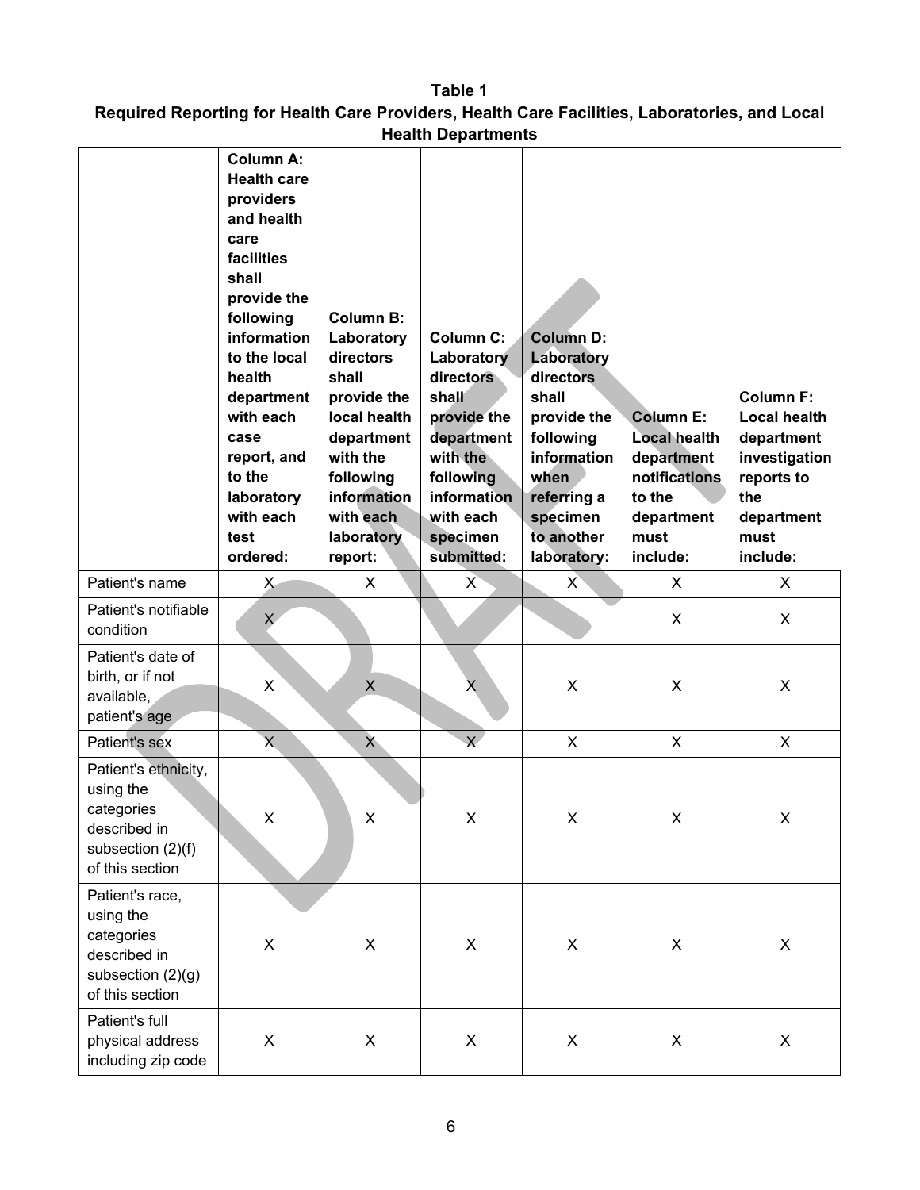**Table 1**
**Required Reporting for Health Care Providers, Health Care Facilities, Laboratories, and Local Health Departments**

| | Column A: Health care providers and health care facilities shall provide the following information to the local health department with each case report, and to the laboratory with each test ordered: | Column B: Laboratory directors shall provide the local health department with the following information with each laboratory report: | Column C: Laboratory directors shall provide the department with the following information with each specimen submitted: | Column D: Laboratory directors shall provide the following information when referring a specimen to another laboratory: | Column E: Local health department notifications to the department must include: | Column F: Local health department investigation reports to the department must include: |
|---|---|---|---|---|---|---|
| Patient's name | X | X | X | X | X | X |
| Patient's notifiable condition | X | | | | X | X |
| Patient's date of birth, or if not available, patient's age | X | X | X | X | X | X |
| Patient's sex | X | X | X | X | X | X |
| Patient's ethnicity, using the categories described in subsection (2)(f) of this section | X | X | X | X | X | X |
| Patient's race, using the categories described in subsection (2)(g) of this section | X | X | X | X | X | X |
| Patient's full physical address including zip code | X | X | X | X | X | X |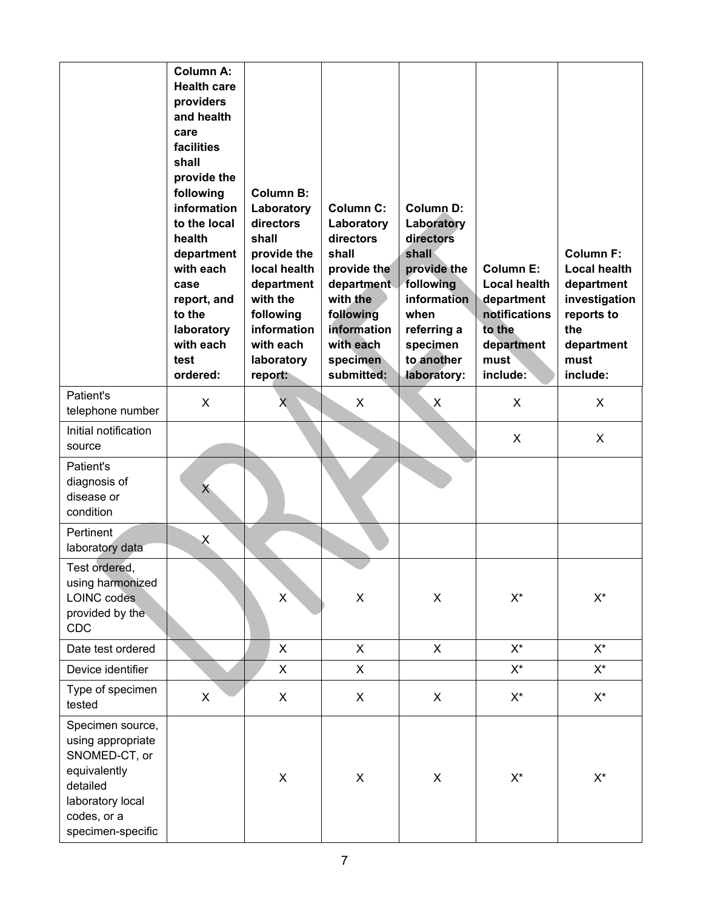| | Column A: Health care providers and health care facilities shall provide the following information to the local health department with each case report, and to the laboratory with each test ordered: | Column B: Laboratory directors shall provide the local health department with the following information with each laboratory report: | Column C: Laboratory directors shall provide the department with the following information with each specimen submitted: | Column D: Laboratory directors shall provide the following information when referring a specimen to another laboratory: | Column E: Local health department notifications to the department must include: | Column F: Local health department investigation reports to the department must include: |
|---|---|---|---|---|---|---|
| Patient's telephone number | X | X | X | X | X | X |
| Initial notification source | | | | | X | X |
| Patient's diagnosis of disease or condition | X | | | | | |
| Pertinent laboratory data | X | | | | | |
| Test ordered, using harmonized LOINC codes provided by the CDC | | X | X | X | X* | X* |
| Date test ordered | | X | X | X | X* | X* |
| Device identifier | | X | X | | X* | X* |
| Type of specimen tested | X | X | X | X | X* | X* |
| Specimen source, using appropriate SNOMED-CT, or equivalently detailed laboratory local codes, or a specimen-specific | | X | X | X | X* | X* |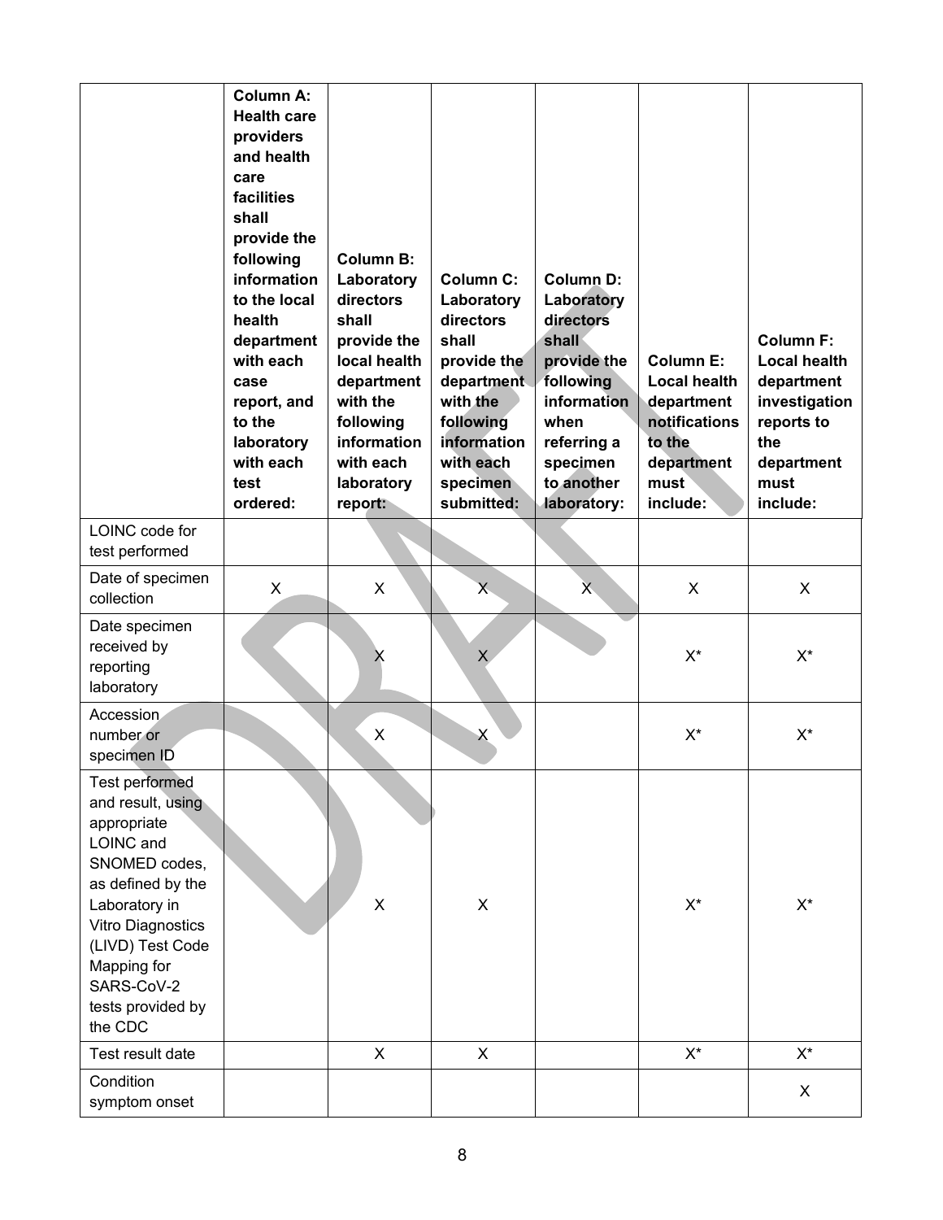| | Column A: Health care providers and health care facilities shall provide the following information to the local health department with each case report, and to the laboratory with each test ordered: | Column B: Laboratory directors shall provide the local health department with the following information with each laboratory report: | Column C: Laboratory directors shall provide the department with the following information with each specimen submitted: | Column D: Laboratory directors shall provide the following information when referring a specimen to another laboratory: | Column E: Local health department notifications to the department must include: | Column F: Local health department investigation reports to the department must include: |
|---|---|---|---|---|---|---|
| LOINC code for test performed | | | | | | |
| Date of specimen collection | X | X | X | X | X | X |
| Date specimen received by reporting laboratory | | X | X | | X* | X* |
| Accession number or specimen ID | | X | X | | X* | X* |
| Test performed and result, using appropriate LOINC and SNOMED codes, as defined by the Laboratory in Vitro Diagnostics (LIVD) Test Code Mapping for SARS-CoV-2 tests provided by the CDC | | X | X | | X* | X* |
| Test result date | | X | X | | X* | X* |
| Condition symptom onset | | | | | | X |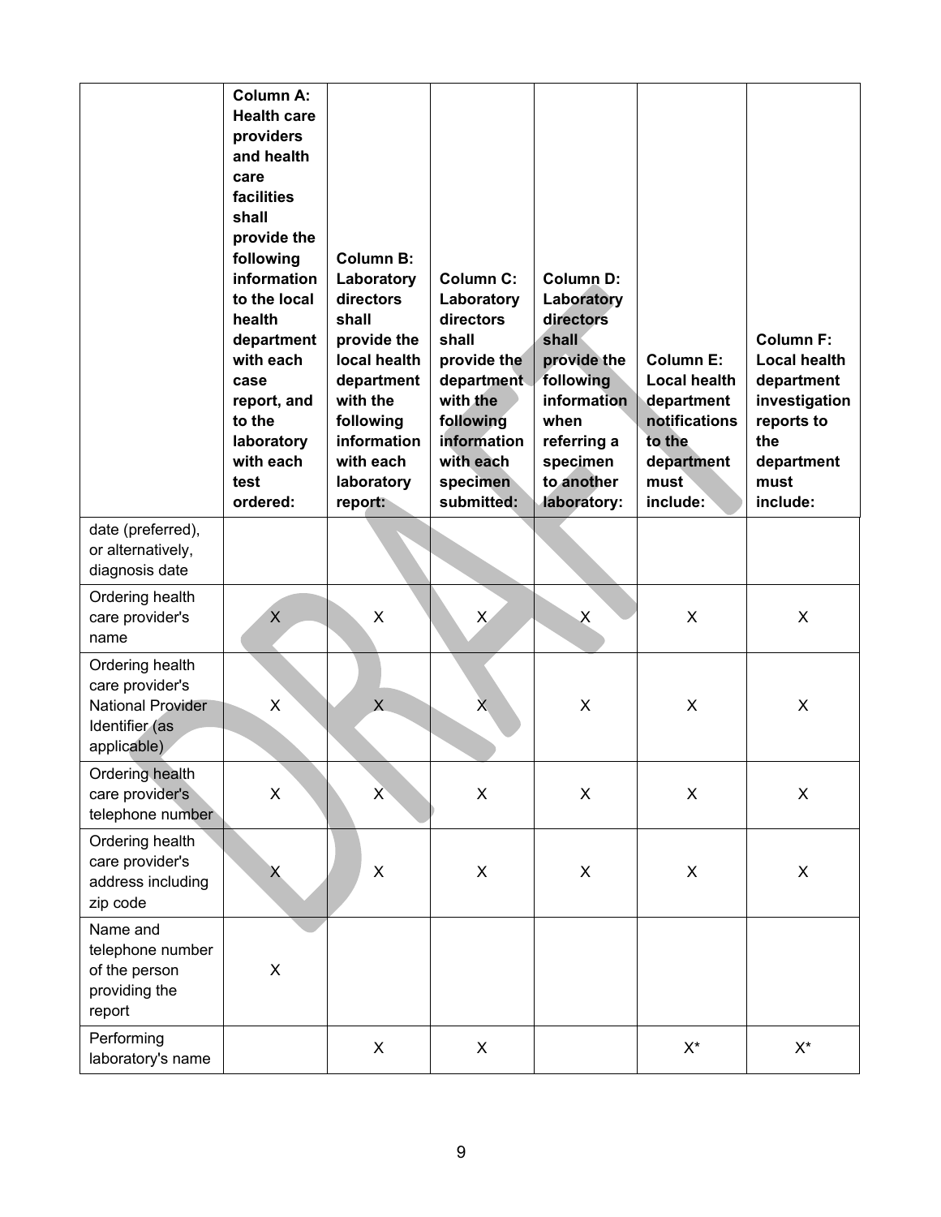| | Column A: Health care providers and health care facilities shall provide the following information to the local health department with each case report, and to the laboratory with each test ordered: | Column B: Laboratory directors shall provide the local health department with the following information with each laboratory report: | Column C: Laboratory directors shall provide the department with the following information with each specimen submitted: | Column D: Laboratory directors shall provide the following information when referring a specimen to another laboratory: | Column E: Local health department notifications to the department must include: | Column F: Local health department investigation reports to the department must include: |
|---|---|---|---|---|---|---|
| date (preferred), or alternatively, diagnosis date | | | | | | |
| Ordering health care provider's name | X | X | X | X | X | X |
| Ordering health care provider's National Provider Identifier (as applicable) | X | X | X | X | X | X |
| Ordering health care provider's telephone number | X | X | X | X | X | X |
| Ordering health care provider's address including zip code | X | X | X | X | X | X |
| Name and telephone number of the person providing the report | X | | | | | |
| Performing laboratory's name | | X | X | | X* | X* |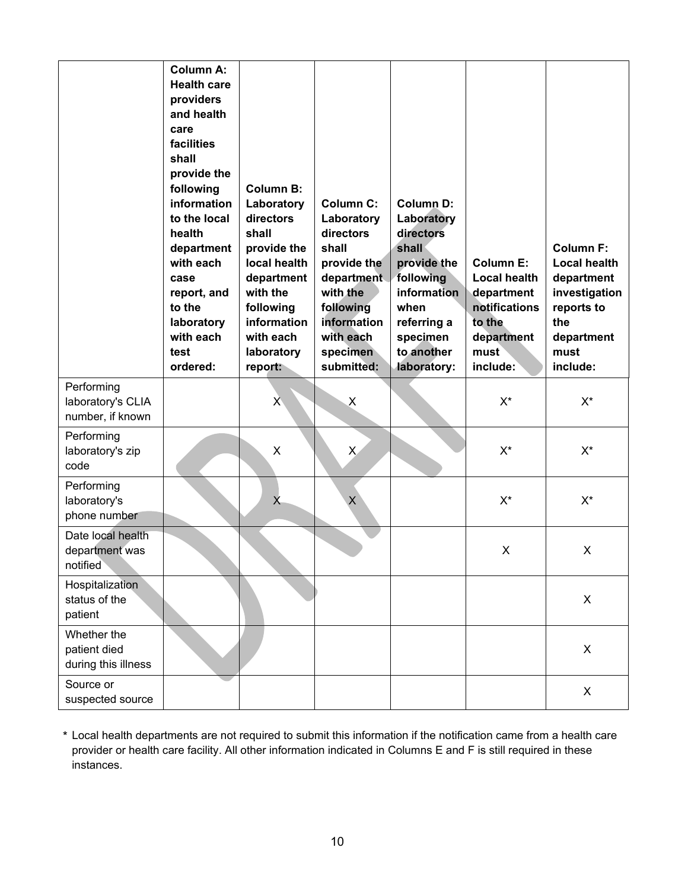| | Column A: Health care providers and health care facilities shall provide the following information to the local health department with each case report, and to the laboratory with each test ordered: | Column B: Laboratory directors shall provide the local health department with the following information with each laboratory report: | Column C: Laboratory directors shall provide the department with the following information with each specimen submitted: | Column D: Laboratory directors shall provide the following information when referring a specimen to another laboratory: | Column E: Local health department notifications to the department must include: | Column F: Local health department investigation reports to the department must include: |
|---|---|---|---|---|---|---|
| Performing laboratory's CLIA number, if known | | X | X | | X* | X* |
| Performing laboratory's zip code | | X | X | | X* | X* |
| Performing laboratory's phone number | | X | X | | X* | X* |
| Date local health department was notified | | | | | X | X |
| Hospitalization status of the patient | | | | | | X |
| Whether the patient died during this illness | | | | | | X |
| Source or suspected source | | | | | | X |

* Local health departments are not required to submit this information if the notification came from a health care provider or health care facility. All other information indicated in Columns E and F is still required in these instances.